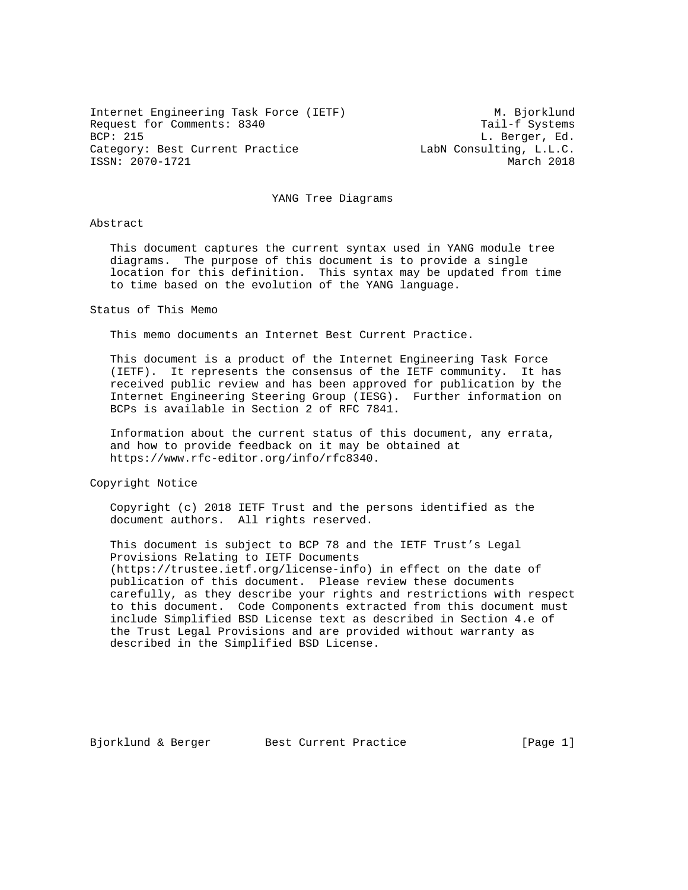Internet Engineering Task Force (IETF) M. Bjorklund
Request for Comments: 8340 Tail-f Systems
BCP: 215 L. Berger, Ed.
Category: Best Current Practice LabN Consulting, L.L.C.
ISSN: 2070-1721 March 2018

# YANG Tree Diagrams

## Abstract

This document captures the current syntax used in YANG module tree diagrams. The purpose of this document is to provide a single location for this definition. This syntax may be updated from time to time based on the evolution of the YANG language.

## Status of This Memo

This memo documents an Internet Best Current Practice.

This document is a product of the Internet Engineering Task Force (IETF). It represents the consensus of the IETF community. It has received public review and has been approved for publication by the Internet Engineering Steering Group (IESG). Further information on BCPs is available in Section 2 of RFC 7841.

Information about the current status of this document, any errata, and how to provide feedback on it may be obtained at https://www.rfc-editor.org/info/rfc8340.

## Copyright Notice

Copyright (c) 2018 IETF Trust and the persons identified as the document authors. All rights reserved.

This document is subject to BCP 78 and the IETF Trust's Legal Provisions Relating to IETF Documents (https://trustee.ietf.org/license-info) in effect on the date of publication of this document. Please review these documents carefully, as they describe your rights and restrictions with respect to this document. Code Components extracted from this document must include Simplified BSD License text as described in Section 4.e of the Trust Legal Provisions and are provided without warranty as described in the Simplified BSD License.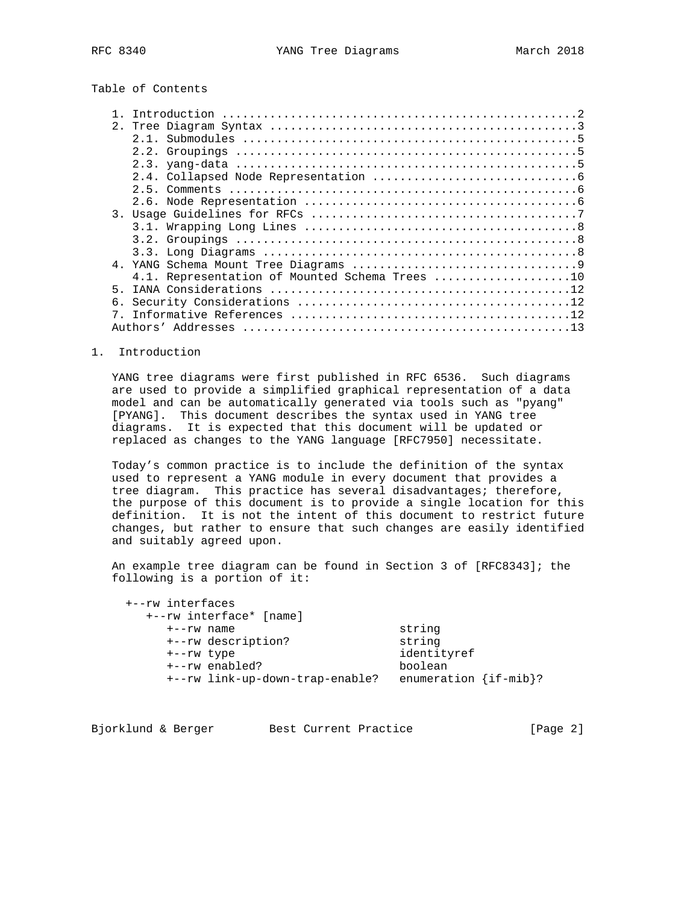Table of Contents

```
   1. Introduction ....................................................2
   2. Tree Diagram Syntax .............................................3
      2.1. Submodules .................................................5
      2.2. Groupings ..................................................5
      2.3. yang-data ..................................................5
      2.4. Collapsed Node Representation ..............................6
      2.5. Comments ...................................................6
      2.6. Node Representation ........................................6
   3. Usage Guidelines for RFCs .......................................7
      3.1. Wrapping Long Lines ........................................8
      3.2. Groupings ..................................................8
      3.3. Long Diagrams ..............................................8
   4. YANG Schema Mount Tree Diagrams .................................9
      4.1. Representation of Mounted Schema Trees ....................10
   5. IANA Considerations ............................................12
   6. Security Considerations ........................................12
   7. Informative References .........................................12
   Authors' Addresses ................................................13
```

# 1. Introduction

YANG tree diagrams were first published in RFC 6536. Such diagrams are used to provide a simplified graphical representation of a data model and can be automatically generated via tools such as "pyang" [PYANG]. This document describes the syntax used in YANG tree diagrams. It is expected that this document will be updated or replaced as changes to the YANG language [RFC7950] necessitate.

Today's common practice is to include the definition of the syntax used to represent a YANG module in every document that provides a tree diagram. This practice has several disadvantages; therefore, the purpose of this document is to provide a single location for this definition. It is not the intent of this document to restrict future changes, but rather to ensure that such changes are easily identified and suitably agreed upon.

An example tree diagram can be found in Section 3 of [RFC8343]; the following is a portion of it:

```
  +--rw interfaces
     +--rw interface* [name]
        +--rw name                        string
        +--rw description?                string
        +--rw type                        identityref
        +--rw enabled?                    boolean
        +--rw link-up-down-trap-enable?   enumeration {if-mib}?
```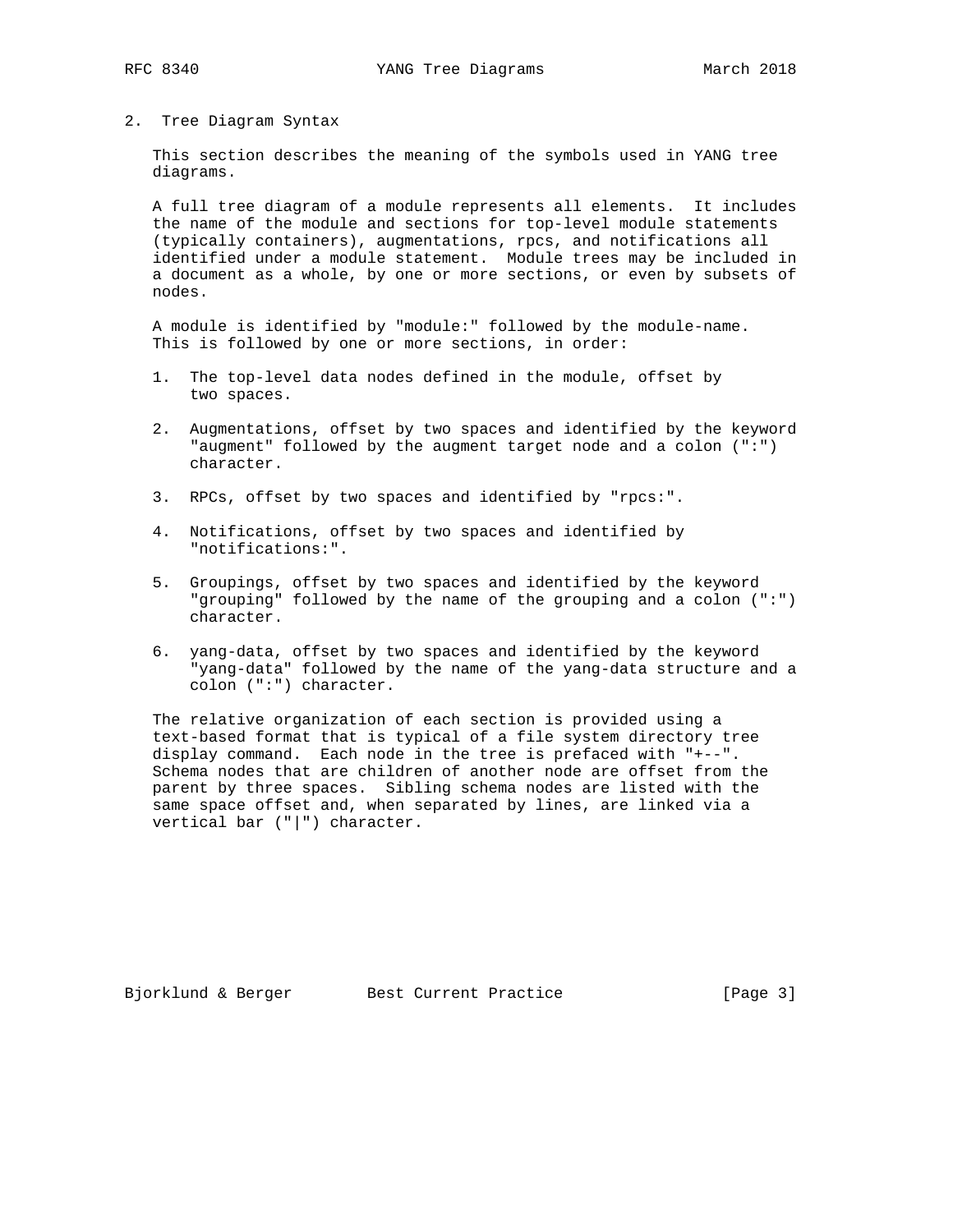## 2. Tree Diagram Syntax

This section describes the meaning of the symbols used in YANG tree diagrams.

A full tree diagram of a module represents all elements. It includes the name of the module and sections for top-level module statements (typically containers), augmentations, rpcs, and notifications all identified under a module statement. Module trees may be included in a document as a whole, by one or more sections, or even by subsets of nodes.

A module is identified by "module:" followed by the module-name. This is followed by one or more sections, in order:

1. The top-level data nodes defined in the module, offset by two spaces.

2. Augmentations, offset by two spaces and identified by the keyword "augment" followed by the augment target node and a colon (":") character.

3. RPCs, offset by two spaces and identified by "rpcs:".

4. Notifications, offset by two spaces and identified by "notifications:".

5. Groupings, offset by two spaces and identified by the keyword "grouping" followed by the name of the grouping and a colon (":") character.

6. yang-data, offset by two spaces and identified by the keyword "yang-data" followed by the name of the yang-data structure and a colon (":") character.

The relative organization of each section is provided using a text-based format that is typical of a file system directory tree display command. Each node in the tree is prefaced with "+--". Schema nodes that are children of another node are offset from the parent by three spaces. Sibling schema nodes are listed with the same space offset and, when separated by lines, are linked via a vertical bar ("|") character.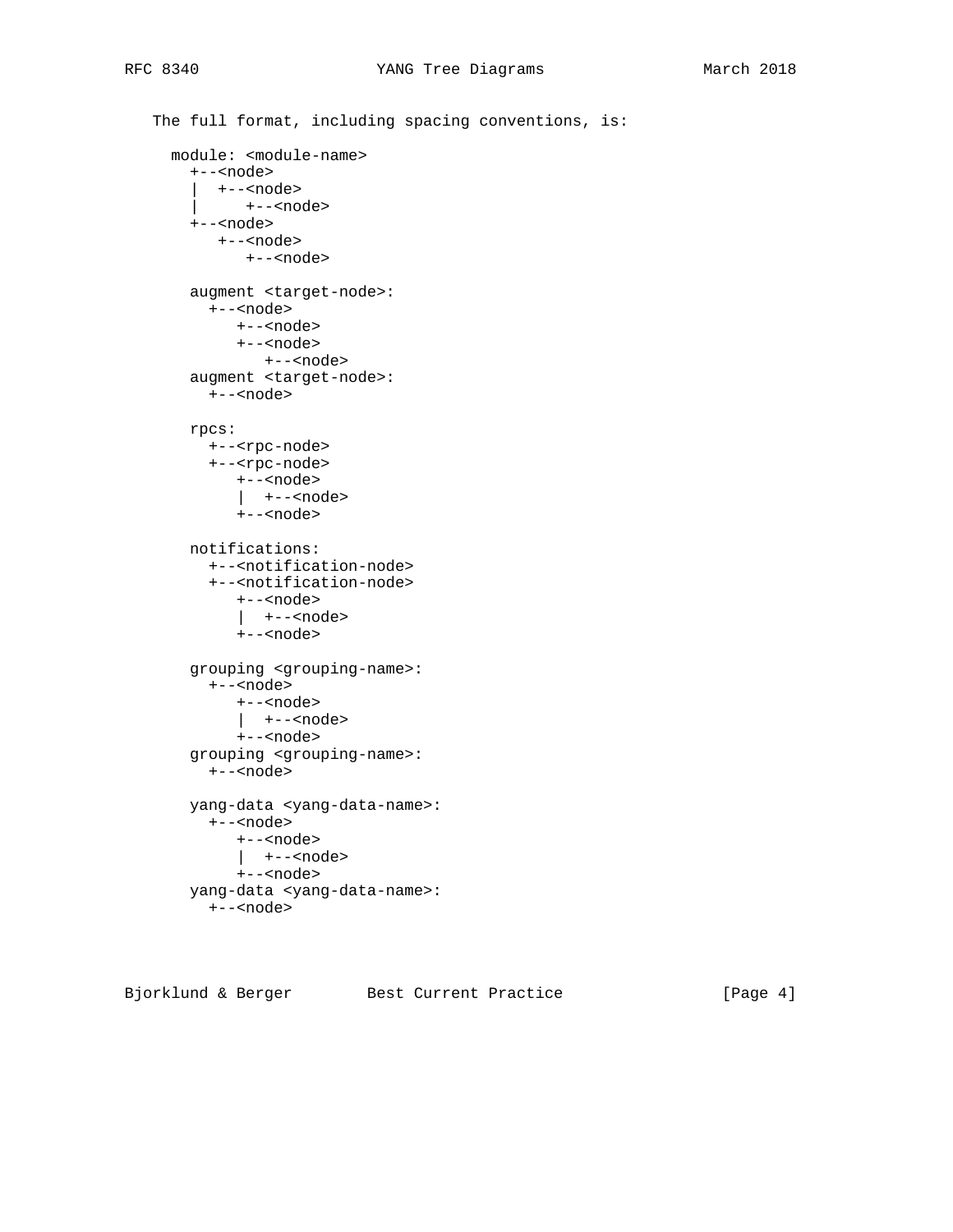The full format, including spacing conventions, is:

```
  module: <module-name>
    +--<node>
    |  +--<node>
    |     +--<node>
    +--<node>
       +--<node>
          +--<node>

    augment <target-node>:
      +--<node>
         +--<node>
         +--<node>
            +--<node>
    augment <target-node>:
      +--<node>

    rpcs:
      +--<rpc-node>
      +--<rpc-node>
         +--<node>
         |  +--<node>
         +--<node>

    notifications:
      +--<notification-node>
      +--<notification-node>
         +--<node>
         |  +--<node>
         +--<node>

    grouping <grouping-name>:
      +--<node>
         +--<node>
         |  +--<node>
         +--<node>
    grouping <grouping-name>:
      +--<node>

    yang-data <yang-data-name>:
      +--<node>
         +--<node>
         |  +--<node>
         +--<node>
    yang-data <yang-data-name>:
      +--<node>
```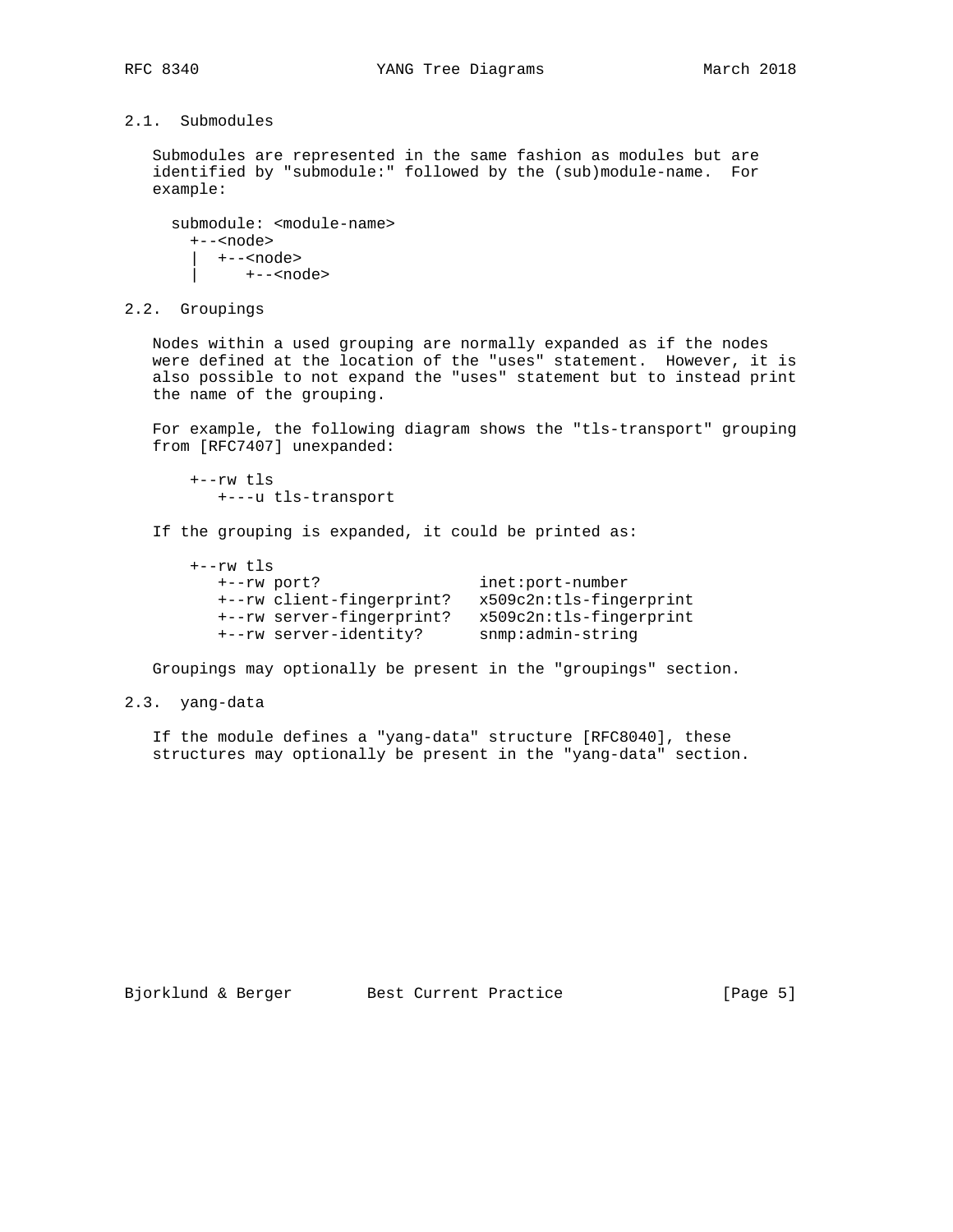## 2.1. Submodules

Submodules are represented in the same fashion as modules but are identified by "submodule:" followed by the (sub)module-name. For example:

```
  submodule: <module-name>
    +--<node>
    |  +--<node>
    |     +--<node>
```

## 2.2. Groupings

Nodes within a used grouping are normally expanded as if the nodes were defined at the location of the "uses" statement. However, it is also possible to not expand the "uses" statement but to instead print the name of the grouping.

For example, the following diagram shows the "tls-transport" grouping from [RFC7407] unexpanded:

```
    +--rw tls
       +---u tls-transport
```

If the grouping is expanded, it could be printed as:

```
    +--rw tls
       +--rw port?                 inet:port-number
       +--rw client-fingerprint?   x509c2n:tls-fingerprint
       +--rw server-fingerprint?   x509c2n:tls-fingerprint
       +--rw server-identity?      snmp:admin-string
```

Groupings may optionally be present in the "groupings" section.

## 2.3. yang-data

If the module defines a "yang-data" structure [RFC8040], these structures may optionally be present in the "yang-data" section.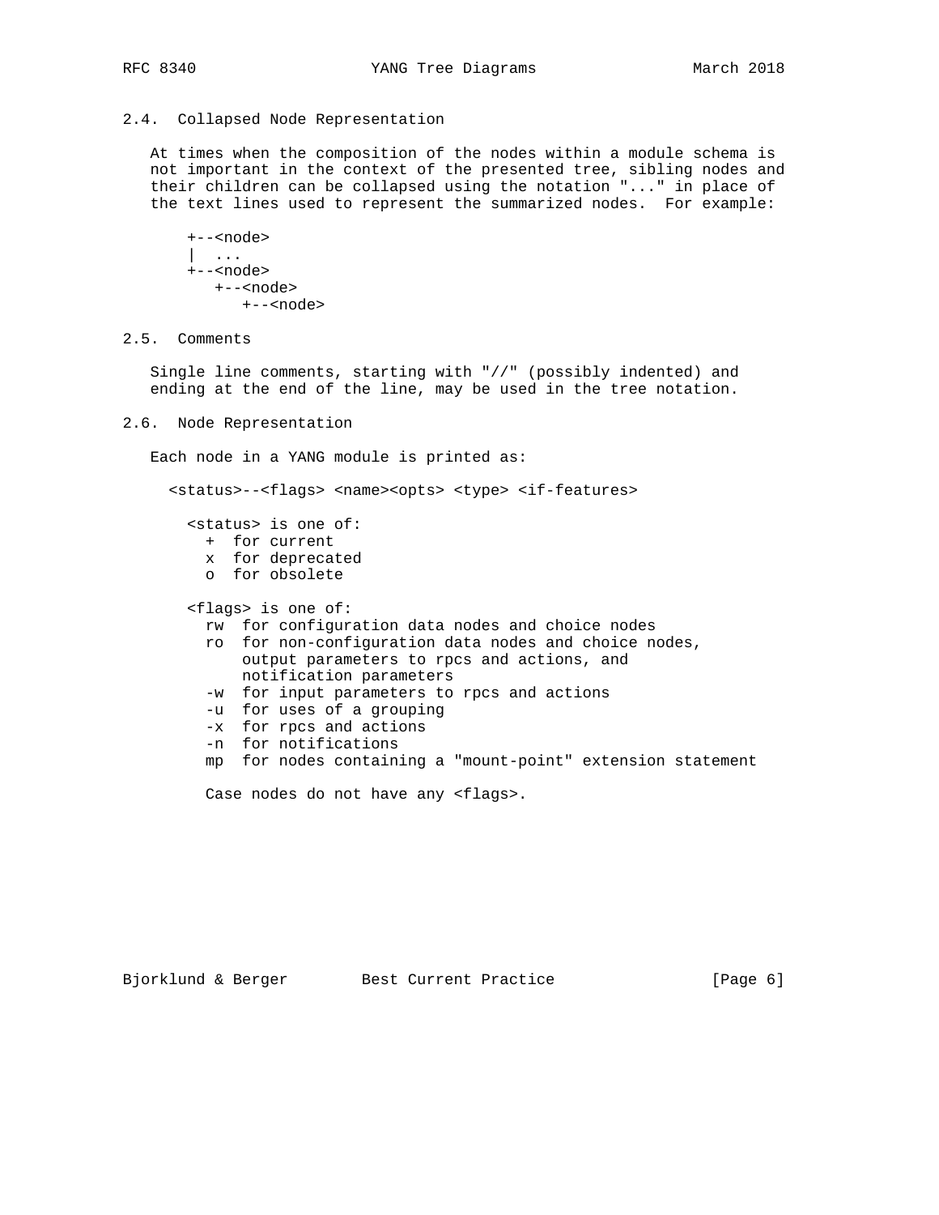## 2.4. Collapsed Node Representation

At times when the composition of the nodes within a module schema is not important in the context of the presented tree, sibling nodes and their children can be collapsed using the notation "..." in place of the text lines used to represent the summarized nodes. For example:

```
+--<node>
|  ...
+--<node>
   +--<node>
      +--<node>
```

## 2.5. Comments

Single line comments, starting with "//" (possibly indented) and ending at the end of the line, may be used in the tree notation.

## 2.6. Node Representation

Each node in a YANG module is printed as:

```
  <status>--<flags> <name><opts> <type> <if-features>

    <status> is one of:
      +  for current
      x  for deprecated
      o  for obsolete

    <flags> is one of:
      rw  for configuration data nodes and choice nodes
      ro  for non-configuration data nodes and choice nodes,
          output parameters to rpcs and actions, and
          notification parameters
      -w  for input parameters to rpcs and actions
      -u  for uses of a grouping
      -x  for rpcs and actions
      -n  for notifications
      mp  for nodes containing a "mount-point" extension statement

      Case nodes do not have any <flags>.
```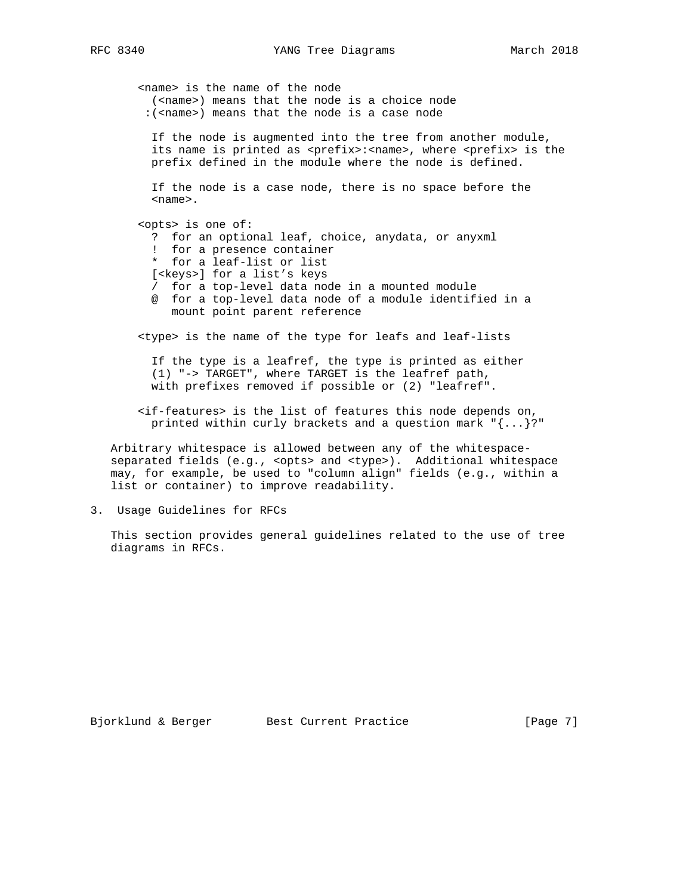<name> is the name of the node
  (<name>) means that the node is a choice node
 :(<name>) means that the node is a case node

  If the node is augmented into the tree from another module, its name is printed as <prefix>:<name>, where <prefix> is the prefix defined in the module where the node is defined.

  If the node is a case node, there is no space before the <name>.

<opts> is one of:
- ?  for an optional leaf, choice, anydata, or anyxml
- !  for a presence container
- *  for a leaf-list or list
- [<keys>] for a list's keys
- /  for a top-level data node in a mounted module
- @  for a top-level data node of a module identified in a mount point parent reference

<type> is the name of the type for leafs and leaf-lists

  If the type is a leafref, the type is printed as either (1) "-> TARGET", where TARGET is the leafref path, with prefixes removed if possible or (2) "leafref".

<if-features> is the list of features this node depends on, printed within curly brackets and a question mark "{...}?"

Arbitrary whitespace is allowed between any of the whitespace-separated fields (e.g., <opts> and <type>). Additional whitespace may, for example, be used to "column align" fields (e.g., within a list or container) to improve readability.

# 3. Usage Guidelines for RFCs

This section provides general guidelines related to the use of tree diagrams in RFCs.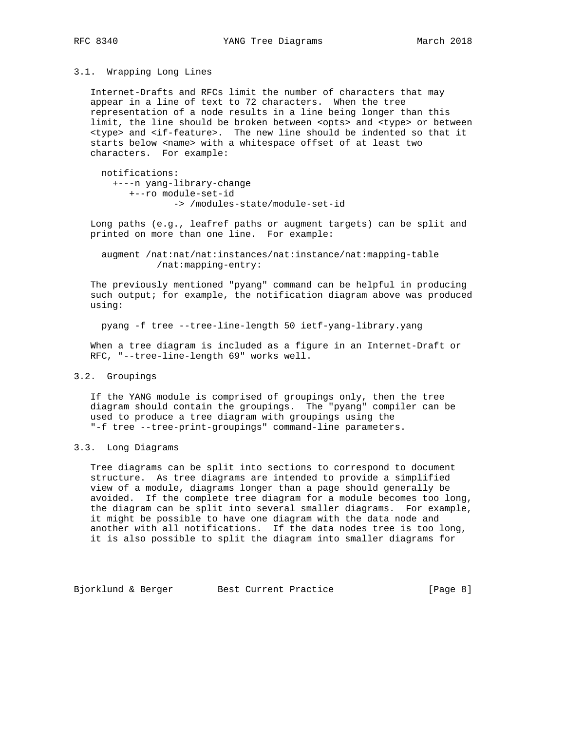### 3.1. Wrapping Long Lines

Internet-Drafts and RFCs limit the number of characters that may appear in a line of text to 72 characters. When the tree representation of a node results in a line being longer than this limit, the line should be broken between <opts> and <type> or between <type> and <if-feature>. The new line should be indented so that it starts below <name> with a whitespace offset of at least two characters. For example:

```
notifications:
  +---n yang-library-change
     +--ro module-set-id
             -> /modules-state/module-set-id
```

Long paths (e.g., leafref paths or augment targets) can be split and printed on more than one line. For example:

```
augment /nat:nat/nat:instances/nat:instance/nat:mapping-table
          /nat:mapping-entry:
```

The previously mentioned "pyang" command can be helpful in producing such output; for example, the notification diagram above was produced using:

```
pyang -f tree --tree-line-length 50 ietf-yang-library.yang
```

When a tree diagram is included as a figure in an Internet-Draft or RFC, "--tree-line-length 69" works well.

### 3.2. Groupings

If the YANG module is comprised of groupings only, then the tree diagram should contain the groupings. The "pyang" compiler can be used to produce a tree diagram with groupings using the "-f tree --tree-print-groupings" command-line parameters.

### 3.3. Long Diagrams

Tree diagrams can be split into sections to correspond to document structure. As tree diagrams are intended to provide a simplified view of a module, diagrams longer than a page should generally be avoided. If the complete tree diagram for a module becomes too long, the diagram can be split into several smaller diagrams. For example, it might be possible to have one diagram with the data node and another with all notifications. If the data nodes tree is too long, it is also possible to split the diagram into smaller diagrams for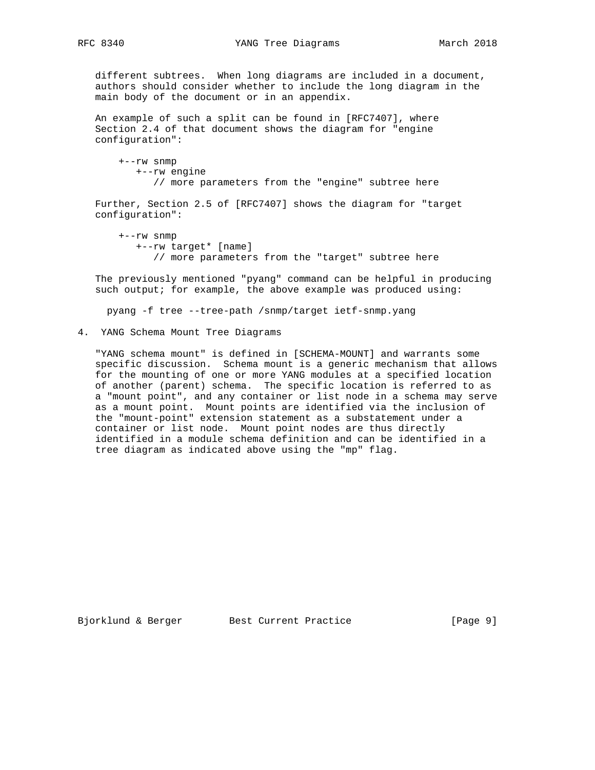different subtrees. When long diagrams are included in a document, authors should consider whether to include the long diagram in the main body of the document or in an appendix.

An example of such a split can be found in [RFC7407], where Section 2.4 of that document shows the diagram for "engine configuration":

```
  +--rw snmp
     +--rw engine
        // more parameters from the "engine" subtree here
```

Further, Section 2.5 of [RFC7407] shows the diagram for "target configuration":

```
  +--rw snmp
     +--rw target* [name]
        // more parameters from the "target" subtree here
```

The previously mentioned "pyang" command can be helpful in producing such output; for example, the above example was produced using:

```
pyang -f tree --tree-path /snmp/target ietf-snmp.yang
```

## 4. YANG Schema Mount Tree Diagrams

"YANG schema mount" is defined in [SCHEMA-MOUNT] and warrants some specific discussion. Schema mount is a generic mechanism that allows for the mounting of one or more YANG modules at a specified location of another (parent) schema. The specific location is referred to as a "mount point", and any container or list node in a schema may serve as a mount point. Mount points are identified via the inclusion of the "mount-point" extension statement as a substatement under a container or list node. Mount point nodes are thus directly identified in a module schema definition and can be identified in a tree diagram as indicated above using the "mp" flag.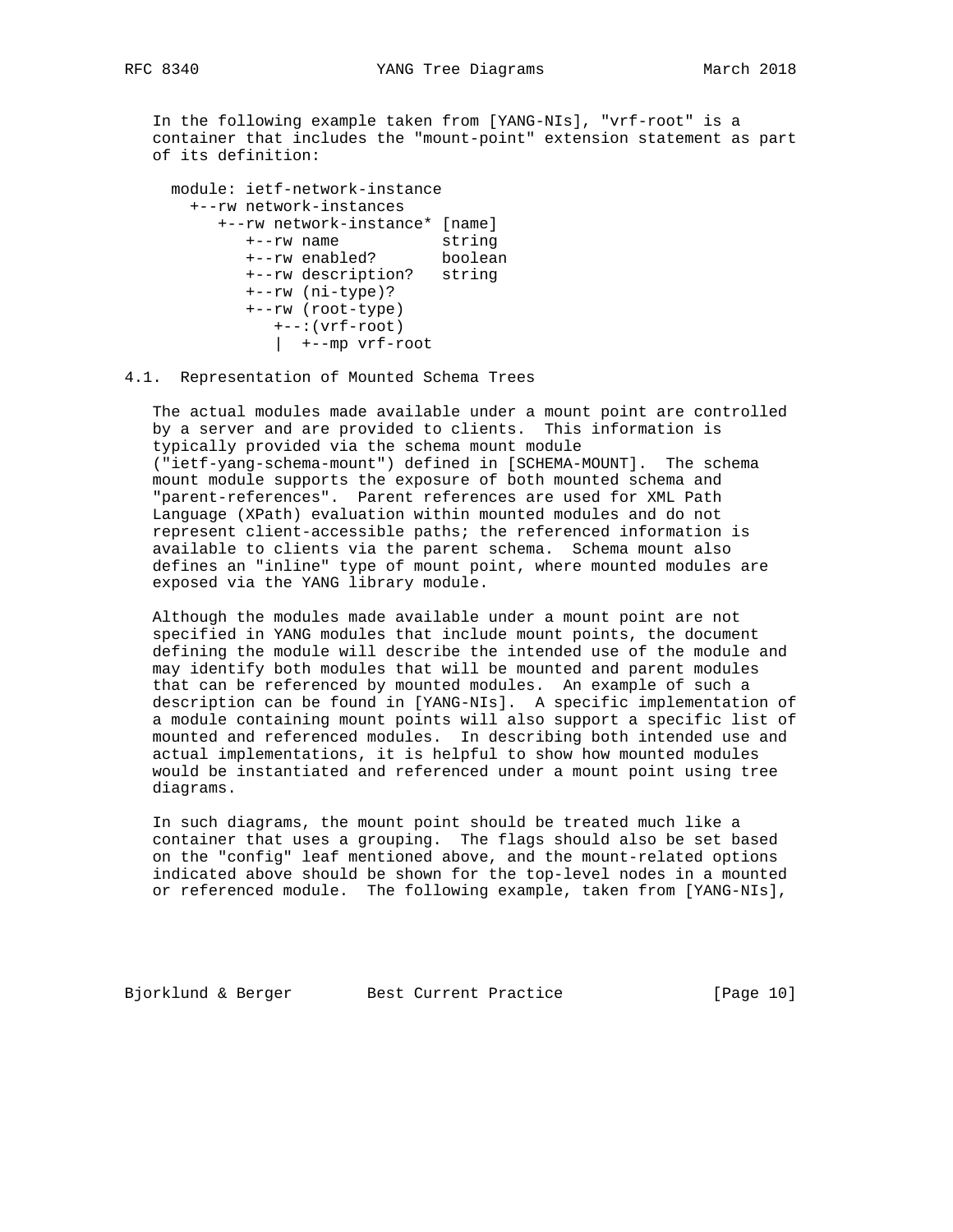In the following example taken from [YANG-NIs], "vrf-root" is a container that includes the "mount-point" extension statement as part of its definition:

```
  module: ietf-network-instance
    +--rw network-instances
       +--rw network-instance* [name]
          +--rw name           string
          +--rw enabled?       boolean
          +--rw description?   string
          +--rw (ni-type)?
          +--rw (root-type)
             +--:(vrf-root)
             |  +--mp vrf-root
```

### 4.1. Representation of Mounted Schema Trees

The actual modules made available under a mount point are controlled by a server and are provided to clients. This information is typically provided via the schema mount module ("ietf-yang-schema-mount") defined in [SCHEMA-MOUNT]. The schema mount module supports the exposure of both mounted schema and "parent-references". Parent references are used for XML Path Language (XPath) evaluation within mounted modules and do not represent client-accessible paths; the referenced information is available to clients via the parent schema. Schema mount also defines an "inline" type of mount point, where mounted modules are exposed via the YANG library module.

Although the modules made available under a mount point are not specified in YANG modules that include mount points, the document defining the module will describe the intended use of the module and may identify both modules that will be mounted and parent modules that can be referenced by mounted modules. An example of such a description can be found in [YANG-NIs]. A specific implementation of a module containing mount points will also support a specific list of mounted and referenced modules. In describing both intended use and actual implementations, it is helpful to show how mounted modules would be instantiated and referenced under a mount point using tree diagrams.

In such diagrams, the mount point should be treated much like a container that uses a grouping. The flags should also be set based on the "config" leaf mentioned above, and the mount-related options indicated above should be shown for the top-level nodes in a mounted or referenced module. The following example, taken from [YANG-NIs],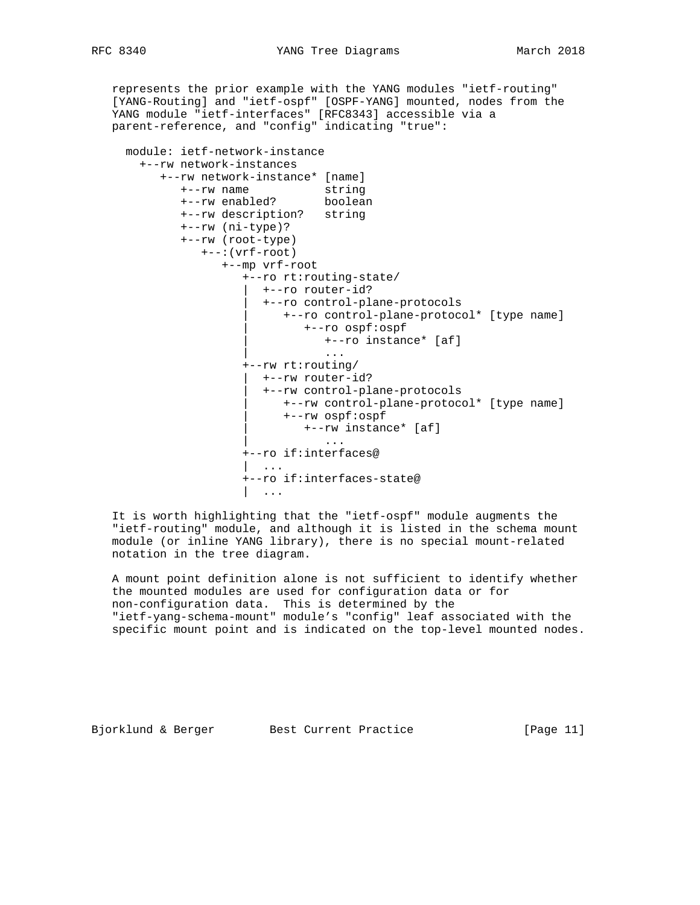represents the prior example with the YANG modules "ietf-routing" [YANG-Routing] and "ietf-ospf" [OSPF-YANG] mounted, nodes from the YANG module "ietf-interfaces" [RFC8343] accessible via a parent-reference, and "config" indicating "true":

```
  module: ietf-network-instance
    +--rw network-instances
       +--rw network-instance* [name]
          +--rw name           string
          +--rw enabled?       boolean
          +--rw description?   string
          +--rw (ni-type)?
          +--rw (root-type)
             +--:(vrf-root)
                +--mp vrf-root
                   +--ro rt:routing-state/
                   |  +--ro router-id?
                   |  +--ro control-plane-protocols
                   |     +--ro control-plane-protocol* [type name]
                   |        +--ro ospf:ospf
                   |           +--ro instance* [af]
                   |           ...
                   +--rw rt:routing/
                   |  +--rw router-id?
                   |  +--rw control-plane-protocols
                   |     +--rw control-plane-protocol* [type name]
                   |     +--rw ospf:ospf
                   |        +--rw instance* [af]
                   |           ...
                   +--ro if:interfaces@
                   |  ...
                   +--ro if:interfaces-state@
                   |  ...
```

It is worth highlighting that the "ietf-ospf" module augments the "ietf-routing" module, and although it is listed in the schema mount module (or inline YANG library), there is no special mount-related notation in the tree diagram.

A mount point definition alone is not sufficient to identify whether the mounted modules are used for configuration data or for non-configuration data. This is determined by the "ietf-yang-schema-mount" module's "config" leaf associated with the specific mount point and is indicated on the top-level mounted nodes.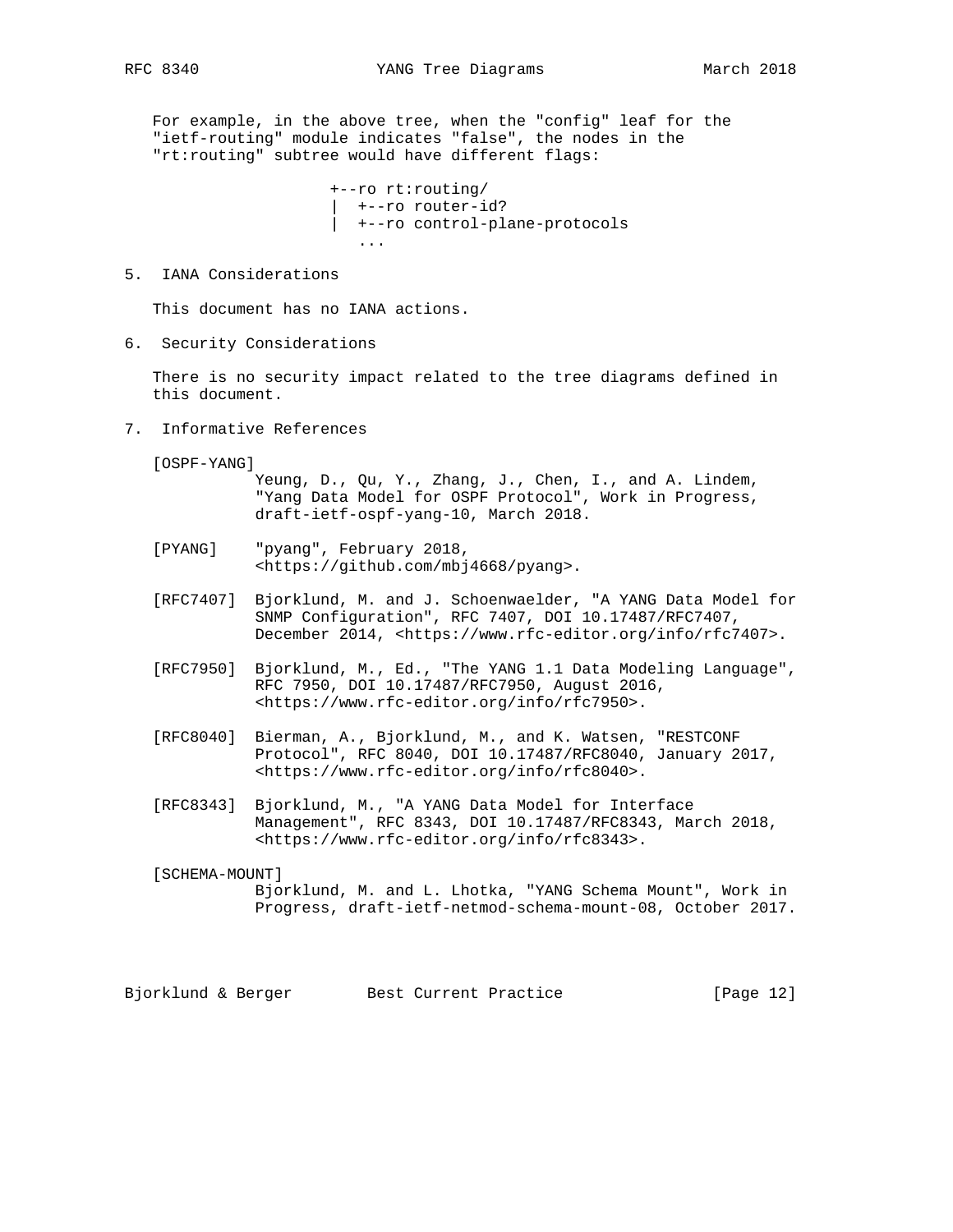For example, in the above tree, when the "config" leaf for the "ietf-routing" module indicates "false", the nodes in the "rt:routing" subtree would have different flags:

```
                  +--ro rt:routing/
                  |  +--ro router-id?
                  |  +--ro control-plane-protocols
                     ...
```

## 5. IANA Considerations

This document has no IANA actions.

## 6. Security Considerations

There is no security impact related to the tree diagrams defined in this document.

## 7. Informative References

[OSPF-YANG] Yeung, D., Qu, Y., Zhang, J., Chen, I., and A. Lindem, "Yang Data Model for OSPF Protocol", Work in Progress, draft-ietf-ospf-yang-10, March 2018.

[PYANG] "pyang", February 2018, <https://github.com/mbj4668/pyang>.

[RFC7407] Bjorklund, M. and J. Schoenwaelder, "A YANG Data Model for SNMP Configuration", RFC 7407, DOI 10.17487/RFC7407, December 2014, <https://www.rfc-editor.org/info/rfc7407>.

[RFC7950] Bjorklund, M., Ed., "The YANG 1.1 Data Modeling Language", RFC 7950, DOI 10.17487/RFC7950, August 2016, <https://www.rfc-editor.org/info/rfc7950>.

[RFC8040] Bierman, A., Bjorklund, M., and K. Watsen, "RESTCONF Protocol", RFC 8040, DOI 10.17487/RFC8040, January 2017, <https://www.rfc-editor.org/info/rfc8040>.

[RFC8343] Bjorklund, M., "A YANG Data Model for Interface Management", RFC 8343, DOI 10.17487/RFC8343, March 2018, <https://www.rfc-editor.org/info/rfc8343>.

[SCHEMA-MOUNT] Bjorklund, M. and L. Lhotka, "YANG Schema Mount", Work in Progress, draft-ietf-netmod-schema-mount-08, October 2017.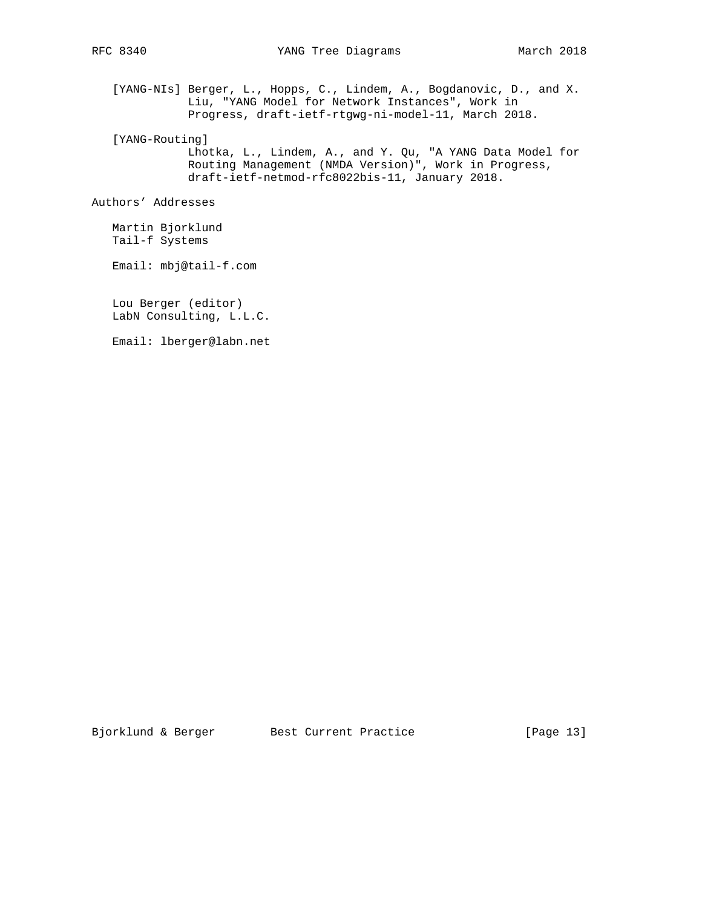[YANG-NIs] Berger, L., Hopps, C., Lindem, A., Bogdanovic, D., and X. Liu, "YANG Model for Network Instances", Work in Progress, draft-ietf-rtgwg-ni-model-11, March 2018.

[YANG-Routing] Lhotka, L., Lindem, A., and Y. Qu, "A YANG Data Model for Routing Management (NMDA Version)", Work in Progress, draft-ietf-netmod-rfc8022bis-11, January 2018.

## Authors' Addresses

Martin Bjorklund
Tail-f Systems

Email: mbj@tail-f.com

Lou Berger (editor)
LabN Consulting, L.L.C.

Email: lberger@labn.net